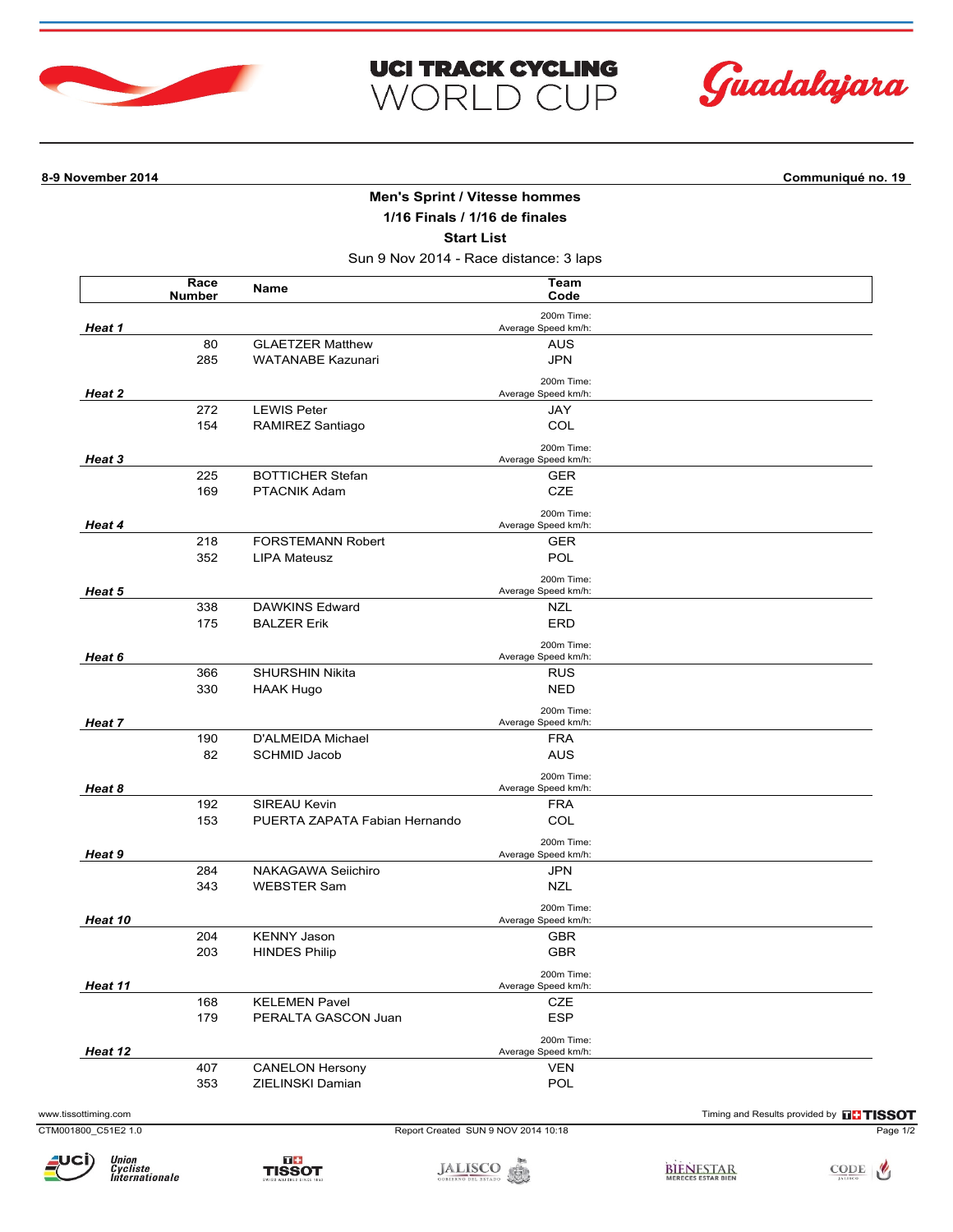# UCI TRACK CYCLING WORLD CUP

Guadalajara

**8-9 November 2014** **Communiqué no. 19**

## Men's Sprint / Vitesse hommes

### 1/16 Finals / 1/16 de finales

### Start List

Sun 9 Nov 2014 - Race distance: 3 laps

| Heat | Race Number | Name | Team Code |
|---|---|---|---|
| ***Heat 1*** | | | 200m Time: / Average Speed km/h: |
| | 80 | GLAETZER Matthew | AUS |
| | 285 | WATANABE Kazunari | JPN |
| ***Heat 2*** | | | 200m Time: / Average Speed km/h: |
| | 272 | LEWIS Peter | JAY |
| | 154 | RAMIREZ Santiago | COL |
| ***Heat 3*** | | | 200m Time: / Average Speed km/h: |
| | 225 | BOTTICHER Stefan | GER |
| | 169 | PTACNIK Adam | CZE |
| ***Heat 4*** | | | 200m Time: / Average Speed km/h: |
| | 218 | FORSTEMANN Robert | GER |
| | 352 | LIPA Mateusz | POL |
| ***Heat 5*** | | | 200m Time: / Average Speed km/h: |
| | 338 | DAWKINS Edward | NZL |
| | 175 | BALZER Erik | ERD |
| ***Heat 6*** | | | 200m Time: / Average Speed km/h: |
| | 366 | SHURSHIN Nikita | RUS |
| | 330 | HAAK Hugo | NED |
| ***Heat 7*** | | | 200m Time: / Average Speed km/h: |
| | 190 | D'ALMEIDA Michael | FRA |
| | 82 | SCHMID Jacob | AUS |
| ***Heat 8*** | | | 200m Time: / Average Speed km/h: |
| | 192 | SIREAU Kevin | FRA |
| | 153 | PUERTA ZAPATA Fabian Hernando | COL |
| ***Heat 9*** | | | 200m Time: / Average Speed km/h: |
| | 284 | NAKAGAWA Seiichiro | JPN |
| | 343 | WEBSTER Sam | NZL |
| ***Heat 10*** | | | 200m Time: / Average Speed km/h: |
| | 204 | KENNY Jason | GBR |
| | 203 | HINDES Philip | GBR |
| ***Heat 11*** | | | 200m Time: / Average Speed km/h: |
| | 168 | KELEMEN Pavel | CZE |
| | 179 | PERALTA GASCON Juan | ESP |
| ***Heat 12*** | | | 200m Time: / Average Speed km/h: |
| | 407 | CANELON Hersony | VEN |
| | 353 | ZIELINSKI Damian | POL |

www.tissottiming.com — Timing and Results provided by TISSOT

CTM001800_C51E2 1.0 — Report Created SUN 9 NOV 2014 10:18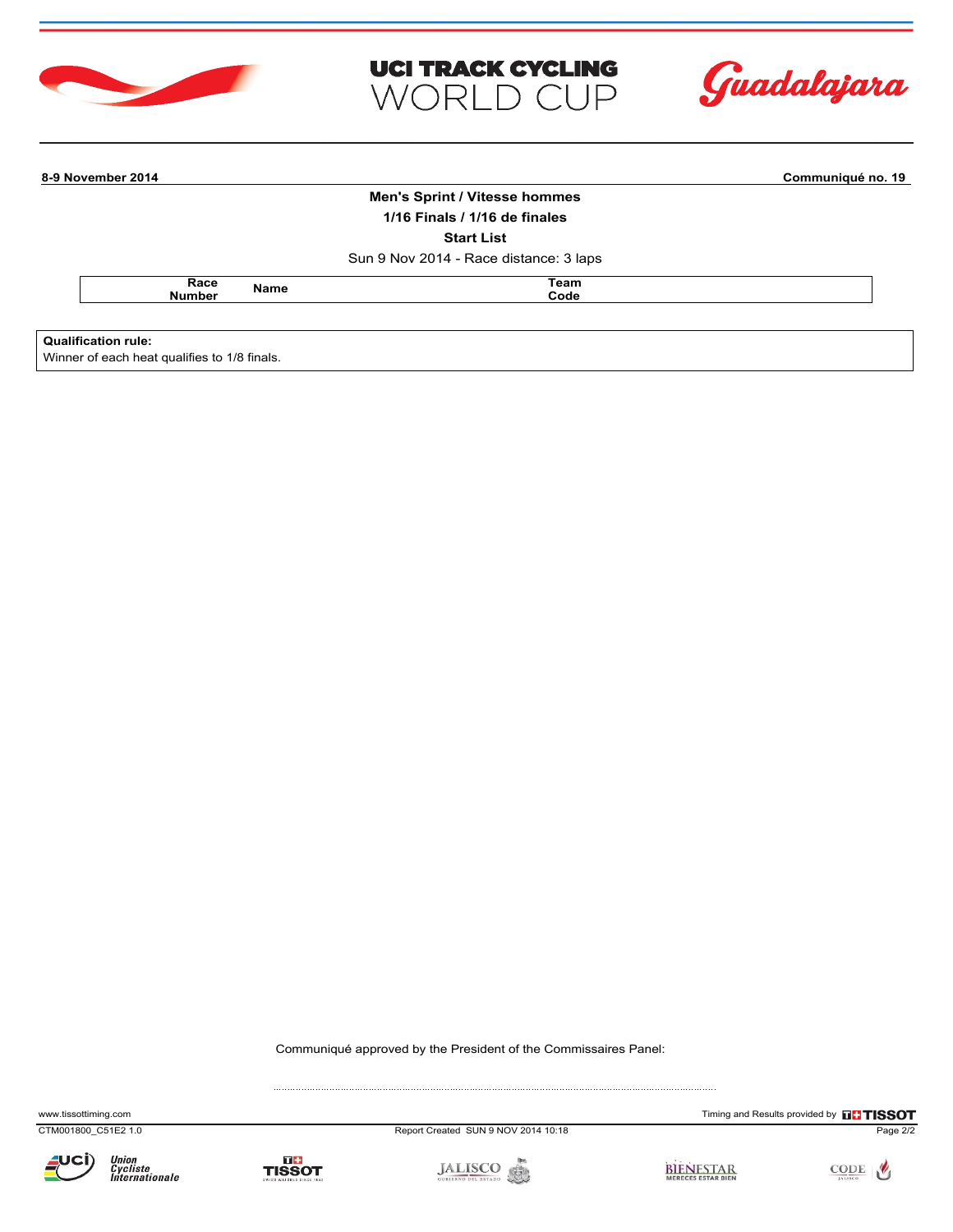**8-9 November 2014** **Communiqué no. 19**

## Men's Sprint / Vitesse hommes

### 1/16 Finals / 1/16 de finales

### Start List

Sun 9 Nov 2014 - Race distance: 3 laps

| Race Number | Name | Team Code |
|---|---|---|

**Qualification rule:**
Winner of each heat qualifies to 1/8 finals.

Communiqué approved by the President of the Commissaires Panel:

........................................................................................................................................